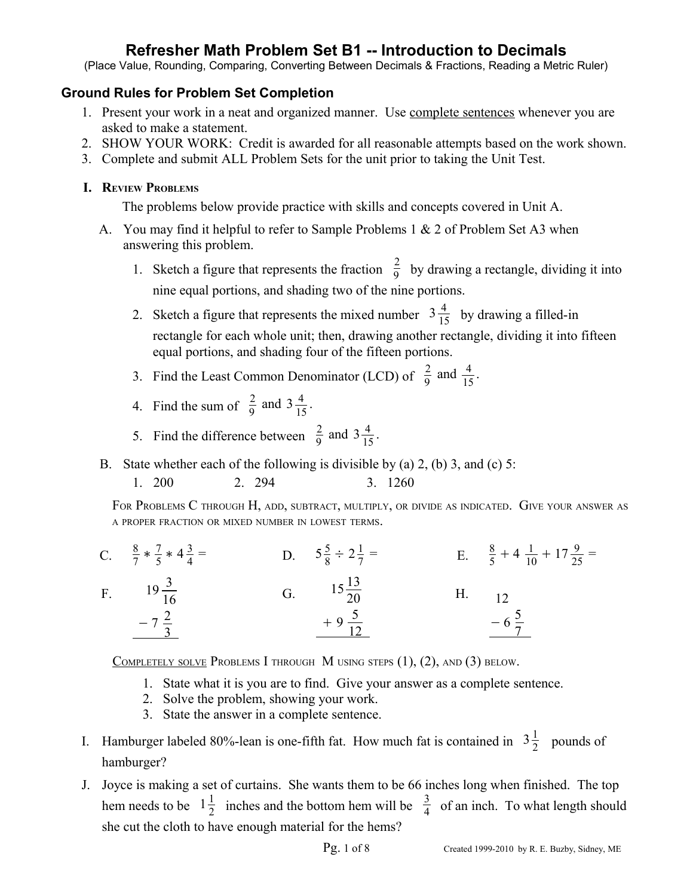# Refresher Math Problem Set B1 -- Introduction to Decimals

(Place Value, Rounding, Comparing, Converting Between Decimals & Fractions, Reading a Metric Ruler)

## Ground Rules for Problem Set Completion

1. Present your work in a neat and organized manner. Use complete sentences whenever you are asked to make a statement.
2. SHOW YOUR WORK: Credit is awarded for all reasonable attempts based on the work shown.
3. Complete and submit ALL Problem Sets for the unit prior to taking the Unit Test.

### I. Review Problems

The problems below provide practice with skills and concepts covered in Unit A.

A. You may find it helpful to refer to Sample Problems 1 & 2 of Problem Set A3 when answering this problem.

1. Sketch a figure that represents the fraction $\frac{2}{9}$ by drawing a rectangle, dividing it into nine equal portions, and shading two of the nine portions.
2. Sketch a figure that represents the mixed number $3\frac{4}{15}$ by drawing a filled-in rectangle for each whole unit; then, drawing another rectangle, dividing it into fifteen equal portions, and shading four of the fifteen portions.
3. Find the Least Common Denominator (LCD) of $\frac{2}{9}$ and $\frac{4}{15}$.
4. Find the sum of $\frac{2}{9}$ and $3\frac{4}{15}$.
5. Find the difference between $\frac{2}{9}$ and $3\frac{4}{15}$.

B. State whether each of the following is divisible by (a) 2, (b) 3, and (c) 5:

1. 200
2. 294
3. 1260

For Problems C through H, add, subtract, multiply, or divide as indicated. Give your answer as a proper fraction or mixed number in lowest terms.

C. $\frac{8}{7} * \frac{7}{5} * 4\frac{3}{4} =$

D. $5\frac{5}{8} \div 2\frac{1}{7} =$

E. $\frac{8}{5} + 4\frac{1}{10} + 17\frac{9}{25} =$

F. $19\frac{3}{16} - 7\frac{2}{3}$

G. $15\frac{13}{20} + 9\frac{5}{12}$

H. $12 - 6\frac{5}{7}$

Completely solve Problems I through M using steps (1), (2), and (3) below.

1. State what it is you are to find. Give your answer as a complete sentence.
2. Solve the problem, showing your work.
3. State the answer in a complete sentence.

I. Hamburger labeled 80%-lean is one-fifth fat. How much fat is contained in $3\frac{1}{2}$ pounds of hamburger?

J. Joyce is making a set of curtains. She wants them to be 66 inches long when finished. The top hem needs to be $1\frac{1}{2}$ inches and the bottom hem will be $\frac{3}{4}$ of an inch. To what length should she cut the cloth to have enough material for the hems?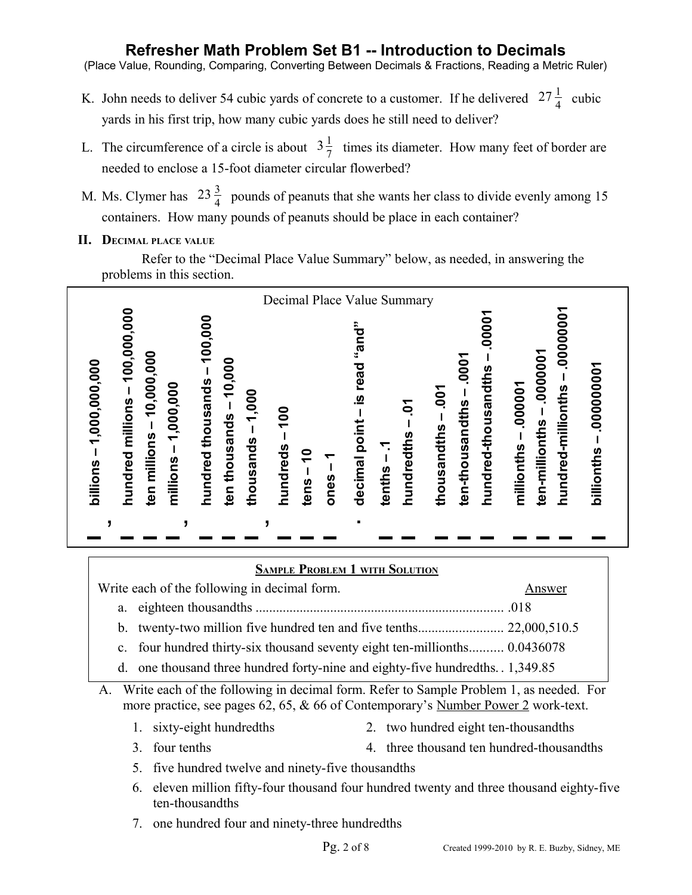K. John needs to deliver 54 cubic yards of concrete to a customer. If he delivered $27\frac{1}{4}$ cubic yards in his first trip, how many cubic yards does he still need to deliver?

L. The circumference of a circle is about $3\frac{1}{7}$ times its diameter. How many feet of border are needed to enclose a 15-foot diameter circular flowerbed?

M. Ms. Clymer has $23\frac{3}{4}$ pounds of peanuts that she wants her class to divide evenly among 15 containers. How many pounds of peanuts should be place in each container?

## II. Decimal place value

Refer to the "Decimal Place Value Summary" below, as needed, in answering the problems in this section.

**Decimal Place Value Summary**

| billions – 1,000,000,000 | , | hundred millions – 100,000,000 | ten millions – 10,000,000 | millions – 1,000,000 | , | hundred thousands – 100,000 | ten thousands – 10,000 | thousands – 1,000 | , | hundreds – 100 | tens – 10 | ones – 1 | . decimal point – is read "and" | tenths – .1 | hundredths – .01 | thousandths – .001 | ten-thousandths – .0001 | hundred-thousandths – .00001 | millionths – .000001 | ten-millionths – .0000001 | hundred-millionths – .00000001 | billionths – .000000001 |
|---|---|---|---|---|---|---|---|---|---|---|---|---|---|---|---|---|---|---|---|---|---|---|
| _ | , | _ | _ | _ | , | _ | _ | _ | , | _ | _ | _ | . | _ | _ | _ | _ | _ | _ | _ | _ | _ |

**Sample Problem 1 with Solution**

Write each of the following in decimal form. — Answer

a. eighteen thousandths ........................................................................ .018

b. twenty-two million five hundred ten and five tenths......................... 22,000,510.5

c. four hundred thirty-six thousand seventy eight ten-millionths.......... 0.0436078

d. one thousand three hundred forty-nine and eighty-five hundredths. . 1,349.85

A. Write each of the following in decimal form. Refer to Sample Problem 1, as needed. For more practice, see pages 62, 65, & 66 of Contemporary's Number Power 2 work-text.

1. sixty-eight hundredths
2. two hundred eight ten-thousandths
3. four tenths
4. three thousand ten hundred-thousandths
5. five hundred twelve and ninety-five thousandths
6. eleven million fifty-four thousand four hundred twenty and three thousand eighty-five ten-thousandths
7. one hundred four and ninety-three hundredths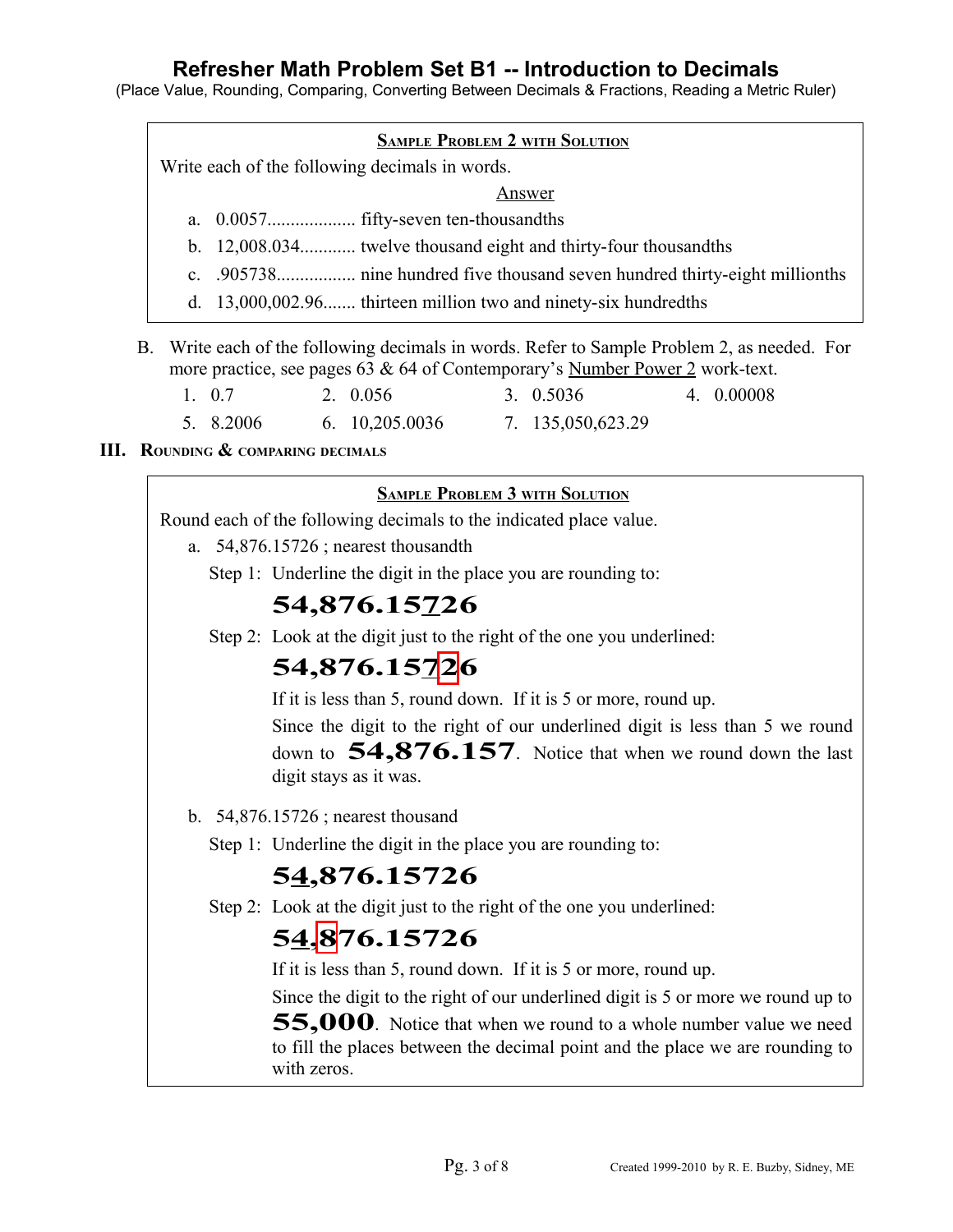# Refresher Math Problem Set B1 -- Introduction to Decimals

(Place Value, Rounding, Comparing, Converting Between Decimals & Fractions, Reading a Metric Ruler)

**SAMPLE PROBLEM 2 WITH SOLUTION**

Write each of the following decimals in words.

Answer

a. 0.0057................... fifty-seven ten-thousandths
b. 12,008.034........... twelve thousand eight and thirty-four thousandths
c. .905738................ nine hundred five thousand seven hundred thirty-eight millionths
d. 13,000,002.96....... thirteen million two and ninety-six hundredths

B. Write each of the following decimals in words. Refer to Sample Problem 2, as needed. For more practice, see pages 63 & 64 of Contemporary's Number Power 2 work-text.

1. 0.7
2. 0.056
3. 0.5036
4. 0.00008
5. 8.2006
6. 10,205.0036
7. 135,050,623.29

## III. ROUNDING & COMPARING DECIMALS

**SAMPLE PROBLEM 3 WITH SOLUTION**

Round each of the following decimals to the indicated place value.

a. 54,876.15726 ; nearest thousandth

Step 1: Underline the digit in the place you are rounding to:

**54,876.15<u>7</u>26**

Step 2: Look at the digit just to the right of the one you underlined:

**54,876.15<u>7</u>[2]6**

If it is less than 5, round down. If it is 5 or more, round up.

Since the digit to the right of our underlined digit is less than 5 we round down to **54,876.157**. Notice that when we round down the last digit stays as it was.

b. 54,876.15726 ; nearest thousand

Step 1: Underline the digit in the place you are rounding to:

**5<u>4</u>,876.15726**

Step 2: Look at the digit just to the right of the one you underlined:

**5<u>4</u>,[8]76.15726**

If it is less than 5, round down. If it is 5 or more, round up.

Since the digit to the right of our underlined digit is 5 or more we round up to **55,000**. Notice that when we round to a whole number value we need to fill the places between the decimal point and the place we are rounding to with zeros.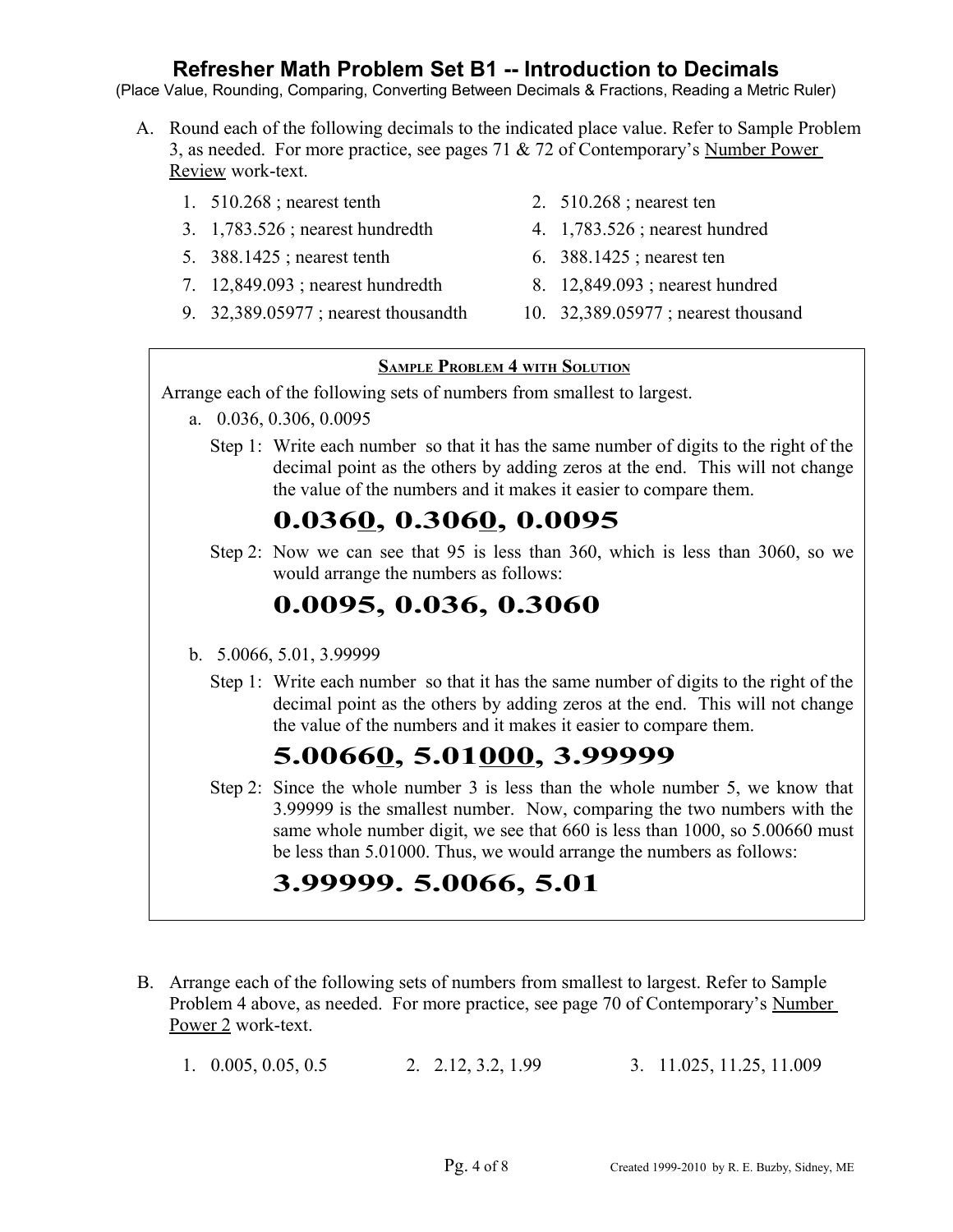# Refresher Math Problem Set B1 -- Introduction to Decimals

(Place Value, Rounding, Comparing, Converting Between Decimals & Fractions, Reading a Metric Ruler)

A. Round each of the following decimals to the indicated place value. Refer to Sample Problem 3, as needed. For more practice, see pages 71 & 72 of Contemporary's Number Power Review work-text.

1. 510.268 ; nearest tenth
2. 510.268 ; nearest ten
3. 1,783.526 ; nearest hundredth
4. 1,783.526 ; nearest hundred
5. 388.1425 ; nearest tenth
6. 388.1425 ; nearest ten
7. 12,849.093 ; nearest hundredth
8. 12,849.093 ; nearest hundred
9. 32,389.05977 ; nearest thousandth
10. 32,389.05977 ; nearest thousand

---

**SAMPLE PROBLEM 4 WITH SOLUTION**

Arrange each of the following sets of numbers from smallest to largest.

a. 0.036, 0.306, 0.0095

Step 1: Write each number so that it has the same number of digits to the right of the decimal point as the others by adding zeros at the end. This will not change the value of the numbers and it makes it easier to compare them.

**0.036<u>0</u>, 0.306<u>0</u>, 0.0095**

Step 2: Now we can see that 95 is less than 360, which is less than 3060, so we would arrange the numbers as follows:

**0.0095, 0.036, 0.3060**

b. 5.0066, 5.01, 3.99999

Step 1: Write each number so that it has the same number of digits to the right of the decimal point as the others by adding zeros at the end. This will not change the value of the numbers and it makes it easier to compare them.

**5.0066<u>0</u>, 5.01<u>000</u>, 3.99999**

Step 2: Since the whole number 3 is less than the whole number 5, we know that 3.99999 is the smallest number. Now, comparing the two numbers with the same whole number digit, we see that 660 is less than 1000, so 5.00660 must be less than 5.01000. Thus, we would arrange the numbers as follows:

**3.99999. 5.0066, 5.01**

---

B. Arrange each of the following sets of numbers from smallest to largest. Refer to Sample Problem 4 above, as needed. For more practice, see page 70 of Contemporary's Number Power 2 work-text.

1. 0.005, 0.05, 0.5
2. 2.12, 3.2, 1.99
3. 11.025, 11.25, 11.009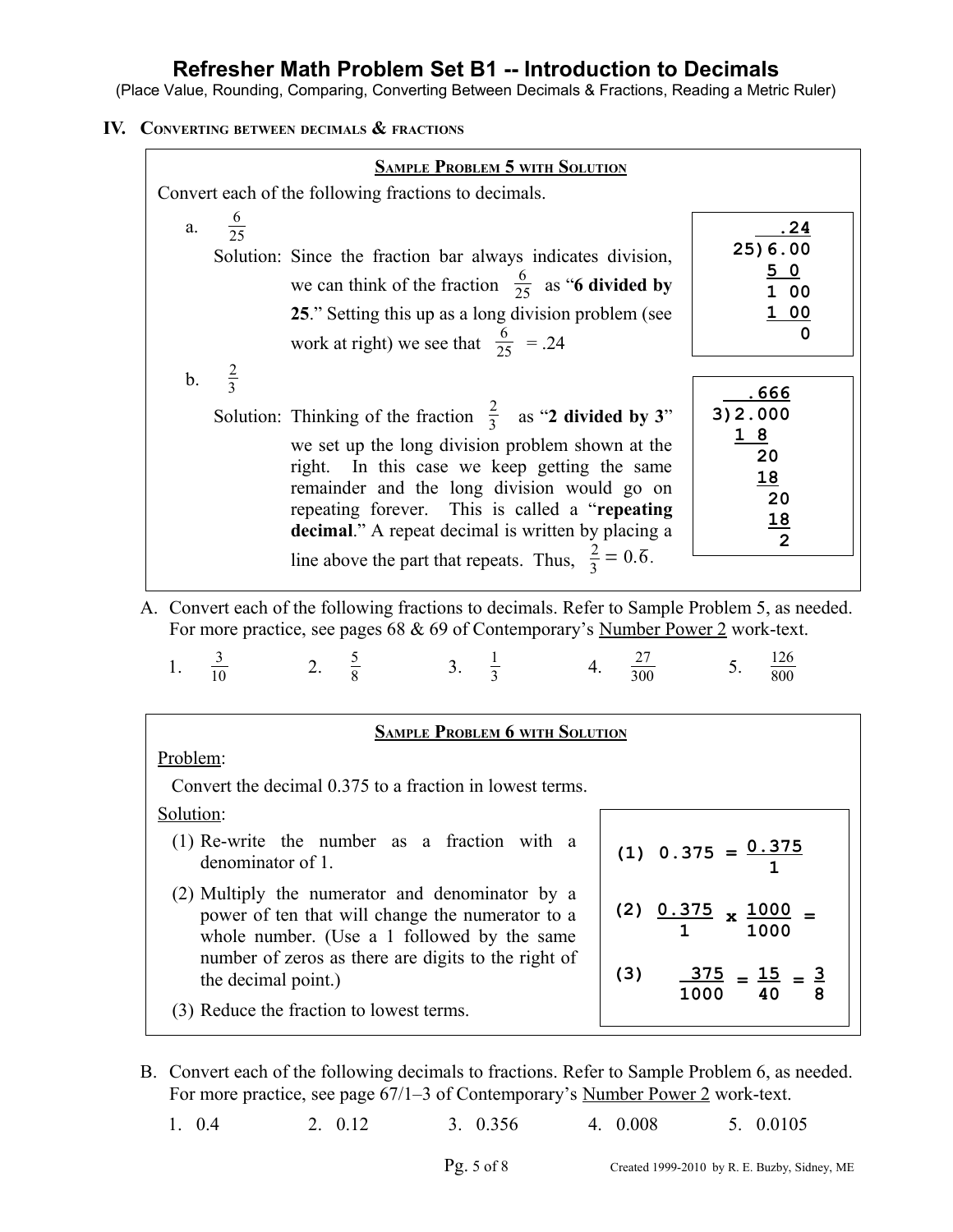# Refresher Math Problem Set B1 -- Introduction to Decimals

(Place Value, Rounding, Comparing, Converting Between Decimals & Fractions, Reading a Metric Ruler)

## IV. Converting between decimals & fractions

**Sample Problem 5 with Solution**

Convert each of the following fractions to decimals.

a. $\frac{6}{25}$

Solution: Since the fraction bar always indicates division, we can think of the fraction $\frac{6}{25}$ as "**6 divided by 25**." Setting this up as a long division problem (see work at right) we see that $\frac{6}{25}$ = .24

```
      .24
  25)6.00
     5 0
     1 00
     1 00
        0
```

b. $\frac{2}{3}$

Solution: Thinking of the fraction $\frac{2}{3}$ as "**2 divided by 3**" we set up the long division problem shown at the right. In this case we keep getting the same remainder and the long division would go on repeating forever. This is called a "**repeating decimal**." A repeat decimal is written by placing a line above the part that repeats. Thus, $\frac{2}{3} = 0.\overline{6}$.

```
     .666
  3)2.000
    1 8
      20
      18
       20
       18
        2
```

A. Convert each of the following fractions to decimals. Refer to Sample Problem 5, as needed. For more practice, see pages 68 & 69 of Contemporary's Number Power 2 work-text.

1. $\frac{3}{10}$ &nbsp;&nbsp;&nbsp; 2. $\frac{5}{8}$ &nbsp;&nbsp;&nbsp; 3. $\frac{1}{3}$ &nbsp;&nbsp;&nbsp; 4. $\frac{27}{300}$ &nbsp;&nbsp;&nbsp; 5. $\frac{126}{800}$

**Sample Problem 6 with Solution**

Problem:

Convert the decimal 0.375 to a fraction in lowest terms.

Solution:

(1) Re-write the number as a fraction with a denominator of 1.

(2) Multiply the numerator and denominator by a power of ten that will change the numerator to a whole number. (Use a 1 followed by the same number of zeros as there are digits to the right of the decimal point.)

(3) Reduce the fraction to lowest terms.

(1) $0.375 = \frac{0.375}{1}$

(2) $\frac{0.375}{1} \times \frac{1000}{1000} =$

(3) $\frac{375}{1000} = \frac{15}{40} = \frac{3}{8}$

B. Convert each of the following decimals to fractions. Refer to Sample Problem 6, as needed. For more practice, see page 67/1–3 of Contemporary's Number Power 2 work-text.

1. 0.4 &nbsp;&nbsp;&nbsp; 2. 0.12 &nbsp;&nbsp;&nbsp; 3. 0.356 &nbsp;&nbsp;&nbsp; 4. 0.008 &nbsp;&nbsp;&nbsp; 5. 0.0105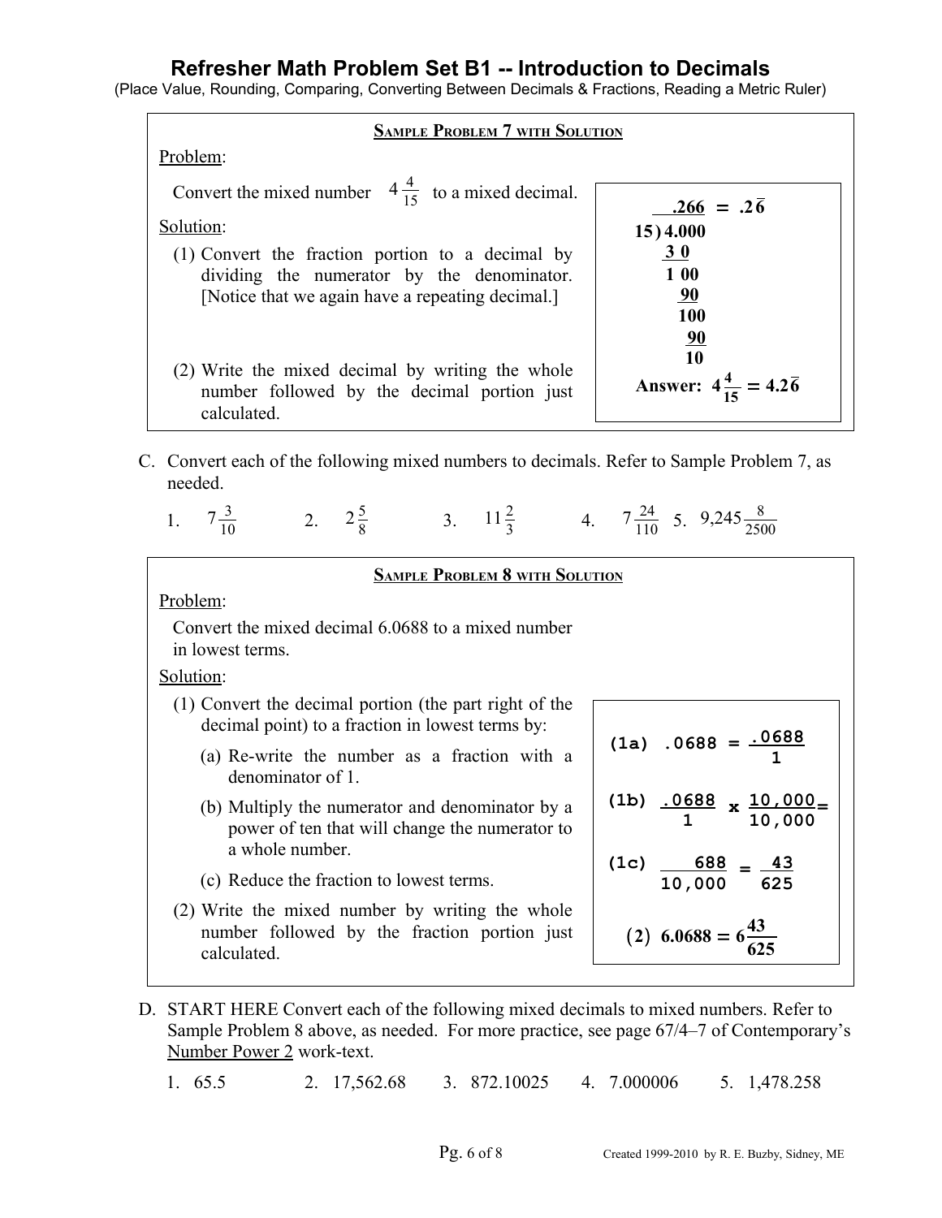# Refresher Math Problem Set B1 -- Introduction to Decimals

(Place Value, Rounding, Comparing, Converting Between Decimals & Fractions, Reading a Metric Ruler)

---

**SAMPLE PROBLEM 7 WITH SOLUTION**

Problem:

Convert the mixed number $4\frac{4}{15}$ to a mixed decimal.

Solution:

(1) Convert the fraction portion to a decimal by dividing the numerator by the denominator. [Notice that we again have a repeating decimal.]

(2) Write the mixed decimal by writing the whole number followed by the decimal portion just calculated.

```
     .266 = .26̄
 15) 4.000
     3 0
     1 00
       90
      100
       90
       10
```

**Answer:** $4\frac{4}{15} = 4.2\overline{6}$

---

C. Convert each of the following mixed numbers to decimals. Refer to Sample Problem 7, as needed.

1. $7\frac{3}{10}$
2. $2\frac{5}{8}$
3. $11\frac{2}{3}$
4. $7\frac{24}{110}$
5. $9{,}245\frac{8}{2500}$

---

**SAMPLE PROBLEM 8 WITH SOLUTION**

Problem:

Convert the mixed decimal 6.0688 to a mixed number in lowest terms.

Solution:

(1) Convert the decimal portion (the part right of the decimal point) to a fraction in lowest terms by:

- (a) Re-write the number as a fraction with a denominator of 1.
- (b) Multiply the numerator and denominator by a power of ten that will change the numerator to a whole number.
- (c) Reduce the fraction to lowest terms.

(2) Write the mixed number by writing the whole number followed by the fraction portion just calculated.

(1a) $.0688 = \frac{.0688}{1}$

(1b) $\frac{.0688}{1} \times \frac{10{,}000}{10{,}000} =$

(1c) $\frac{688}{10{,}000} = \frac{43}{625}$

(2) $6.0688 = 6\frac{43}{625}$

---

D. START HERE Convert each of the following mixed decimals to mixed numbers. Refer to Sample Problem 8 above, as needed. For more practice, see page 67/4–7 of Contemporary's Number Power 2 work-text.

1. 65.5
2. 17,562.68
3. 872.10025
4. 7.000006
5. 1,478.258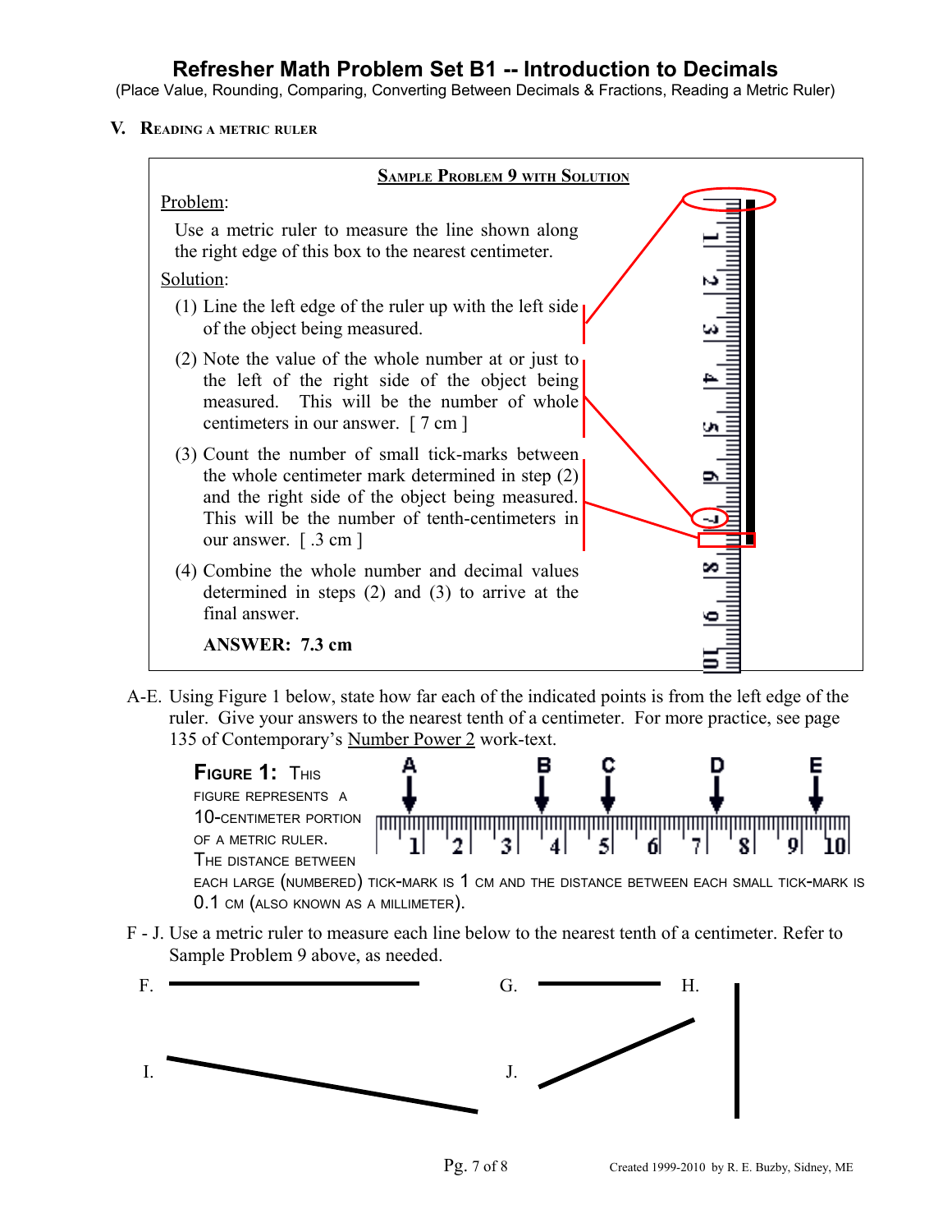# Refresher Math Problem Set B1 -- Introduction to Decimals

(Place Value, Rounding, Comparing, Converting Between Decimals & Fractions, Reading a Metric Ruler)

## V. Reading a metric ruler

**Sample Problem 9 with Solution**

Problem:

Use a metric ruler to measure the line shown along the right edge of this box to the nearest centimeter.

Solution:

(1) Line the left edge of the ruler up with the left side of the object being measured.

(2) Note the value of the whole number at or just to the left of the right side of the object being measured. This will be the number of whole centimeters in our answer. [ 7 cm ]

(3) Count the number of small tick-marks between the whole centimeter mark determined in step (2) and the right side of the object being measured. This will be the number of tenth-centimeters in our answer. [ .3 cm ]

(4) Combine the whole number and decimal values determined in steps (2) and (3) to arrive at the final answer.

**ANSWER: 7.3 cm**

A-E. Using Figure 1 below, state how far each of the indicated points is from the left edge of the ruler. Give your answers to the nearest tenth of a centimeter. For more practice, see page 135 of Contemporary's Number Power 2 work-text.

A B C D E

1 2 3 4 5 6 7 8 9 10

**Figure 1:** This figure represents a 10-centimeter portion of a metric ruler. The distance between each large (numbered) tick-mark is 1 cm and the distance between each small tick-mark is 0.1 cm (also known as a millimeter).

F - J. Use a metric ruler to measure each line below to the nearest tenth of a centimeter. Refer to Sample Problem 9 above, as needed.

F.

G.

H.

I.

J.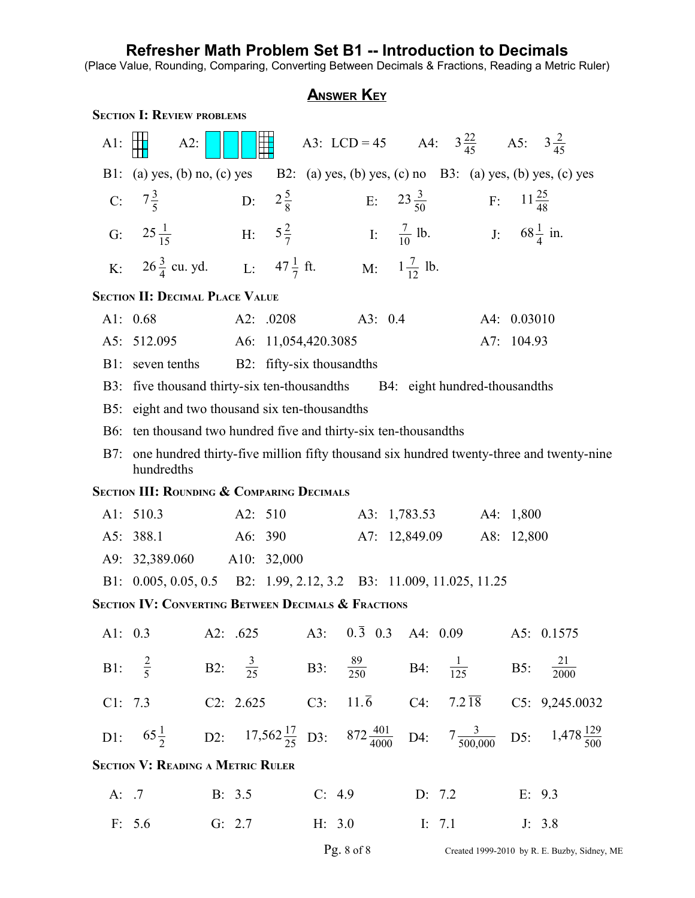# Refresher Math Problem Set B1 -- Introduction to Decimals

(Place Value, Rounding, Comparing, Converting Between Decimals & Fractions, Reading a Metric Ruler)

## Answer Key

### Section I: Review problems

A1: A2: A3: LCD = 45 A4: $3\frac{22}{45}$ A5: $3\frac{2}{45}$

B1: (a) yes, (b) no, (c) yes B2: (a) yes, (b) yes, (c) no B3: (a) yes, (b) yes, (c) yes

| | | | |
|---|---|---|---|
| C: $7\frac{3}{5}$ | D: $2\frac{5}{8}$ | E: $23\frac{3}{50}$ | F: $11\frac{25}{48}$ |
| G: $25\frac{1}{15}$ | H: $5\frac{2}{7}$ | I: $\frac{7}{10}$ lb. | J: $68\frac{1}{4}$ in. |
| K: $26\frac{3}{4}$ cu. yd. | L: $47\frac{1}{7}$ ft. | M: $1\frac{7}{12}$ lb. | |

### Section II: Decimal Place Value

| | | | |
|---|---|---|---|
| A1: 0.68 | A2: .0208 | A3: 0.4 | A4: 0.03010 |
| A5: 512.095 | A6: 11,054,420.3085 | | A7: 104.93 |

B1: seven tenths B2: fifty-six thousandths

B3: five thousand thirty-six ten-thousandths B4: eight hundred-thousandths

B5: eight and two thousand six ten-thousandths

B6: ten thousand two hundred five and thirty-six ten-thousandths

B7: one hundred thirty-five million fifty thousand six hundred twenty-three and twenty-nine hundredths

### Section III: Rounding & Comparing Decimals

| | | | |
|---|---|---|---|
| A1: 510.3 | A2: 510 | A3: 1,783.53 | A4: 1,800 |
| A5: 388.1 | A6: 390 | A7: 12,849.09 | A8: 12,800 |
| A9: 32,389.060 | A10: 32,000 | | |

B1: 0.005, 0.05, 0.5 B2: 1.99, 2.12, 3.2 B3: 11.009, 11.025, 11.25

### Section IV: Converting Between Decimals & Fractions

| | | | | |
|---|---|---|---|---|
| A1: 0.3 | A2: .625 | A3: $0.\overline{3}$ 0.3 | A4: 0.09 | A5: 0.1575 |
| B1: $\frac{2}{5}$ | B2: $\frac{3}{25}$ | B3: $\frac{89}{250}$ | B4: $\frac{1}{125}$ | B5: $\frac{21}{2000}$ |
| C1: 7.3 | C2: 2.625 | C3: $11.\overline{6}$ | C4: $7.2\overline{18}$ | C5: 9,245.0032 |
| D1: $65\frac{1}{2}$ | D2: $17{,}562\frac{17}{25}$ | D3: $872\frac{401}{4000}$ | D4: $7\frac{3}{500{,}000}$ | D5: $1{,}478\frac{129}{500}$ |

### Section V: Reading a Metric Ruler

| | | | | |
|---|---|---|---|---|
| A: .7 | B: 3.5 | C: 4.9 | D: 7.2 | E: 9.3 |
| F: 5.6 | G: 2.7 | H: 3.0 | I: 7.1 | J: 3.8 |

Created 1999-2010 by R. E. Buzby, Sidney, ME